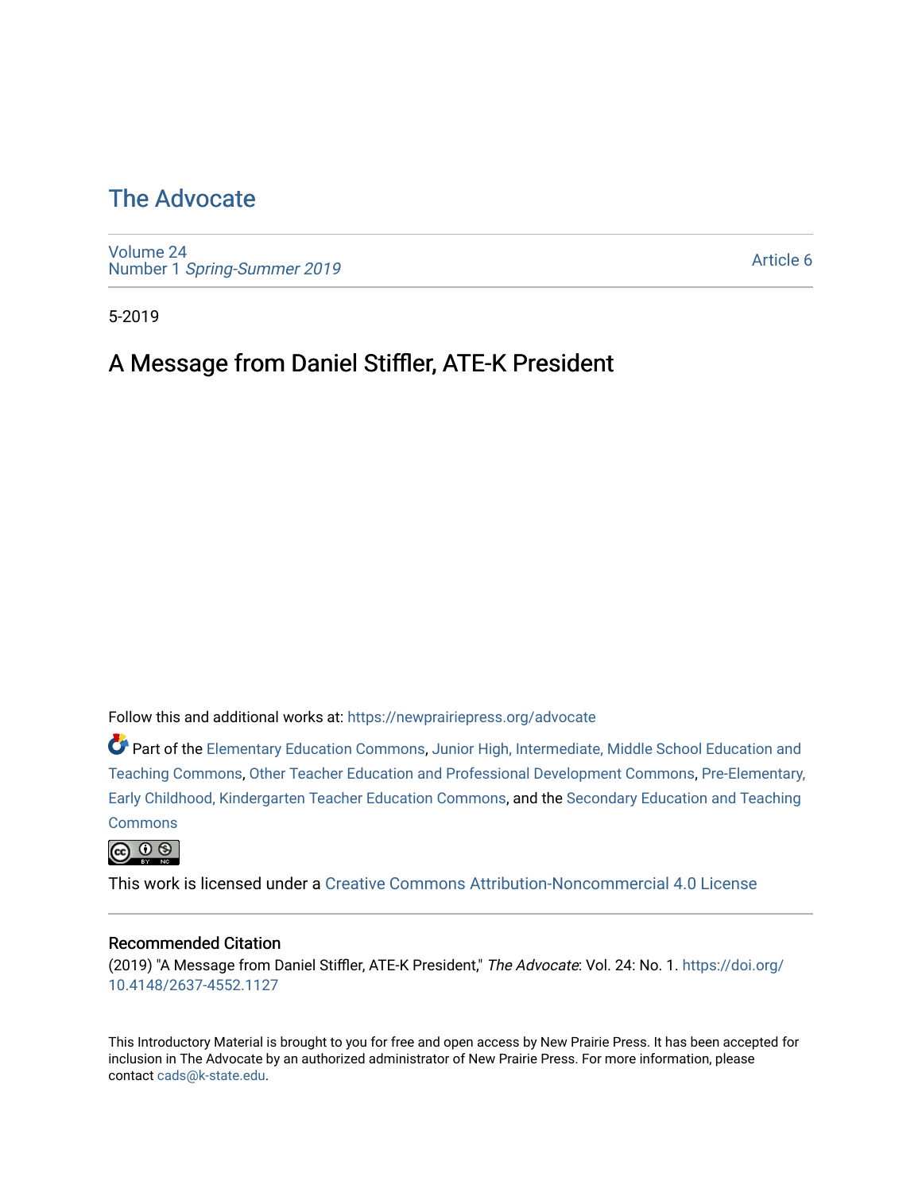# The Advocate

Volume 24
Number 1 *Spring-Summer 2019*

Article 6

5-2019

## A Message from Daniel Stiffler, ATE-K President

Follow this and additional works at: https://newprairiepress.org/advocate

Part of the Elementary Education Commons, Junior High, Intermediate, Middle School Education and Teaching Commons, Other Teacher Education and Professional Development Commons, Pre-Elementary, Early Childhood, Kindergarten Teacher Education Commons, and the Secondary Education and Teaching Commons

This work is licensed under a Creative Commons Attribution-Noncommercial 4.0 License

### Recommended Citation

(2019) "A Message from Daniel Stiffler, ATE-K President," *The Advocate*: Vol. 24: No. 1. https://doi.org/10.4148/2637-4552.1127

This Introductory Material is brought to you for free and open access by New Prairie Press. It has been accepted for inclusion in The Advocate by an authorized administrator of New Prairie Press. For more information, please contact cads@k-state.edu.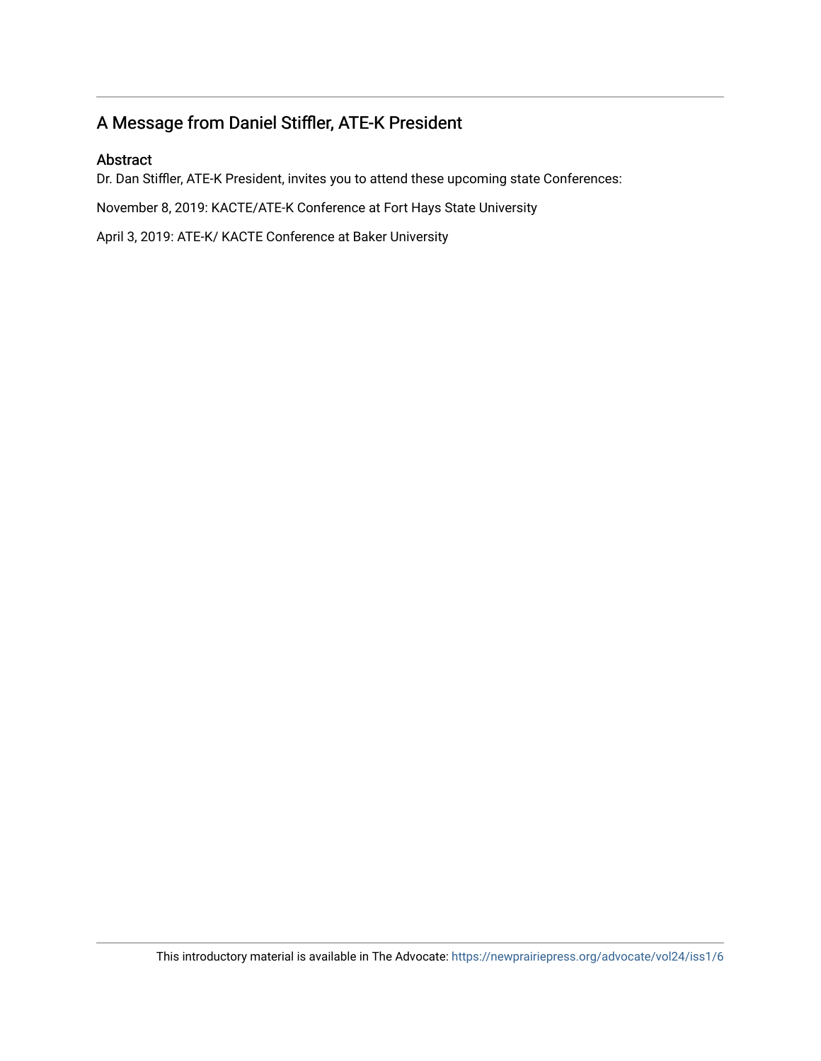## A Message from Daniel Stiffler, ATE-K President

### Abstract

Dr. Dan Stiffler, ATE-K President, invites you to attend these upcoming state Conferences:

November 8, 2019: KACTE/ATE-K Conference at Fort Hays State University

April 3, 2019: ATE-K/ KACTE Conference at Baker University

This introductory material is available in The Advocate: https://newprairiepress.org/advocate/vol24/iss1/6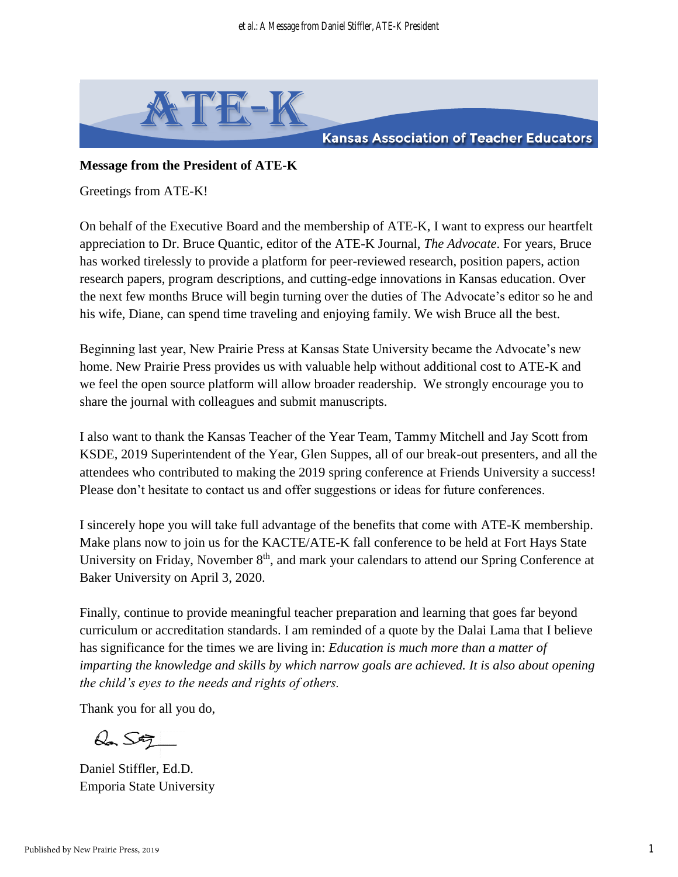**Message from the President of ATE-K**

Greetings from ATE-K!

On behalf of the Executive Board and the membership of ATE-K, I want to express our heartfelt appreciation to Dr. Bruce Quantic, editor of the ATE-K Journal, *The Advocate*. For years, Bruce has worked tirelessly to provide a platform for peer-reviewed research, position papers, action research papers, program descriptions, and cutting-edge innovations in Kansas education. Over the next few months Bruce will begin turning over the duties of The Advocate's editor so he and his wife, Diane, can spend time traveling and enjoying family. We wish Bruce all the best.

Beginning last year, New Prairie Press at Kansas State University became the Advocate's new home. New Prairie Press provides us with valuable help without additional cost to ATE-K and we feel the open source platform will allow broader readership. We strongly encourage you to share the journal with colleagues and submit manuscripts.

I also want to thank the Kansas Teacher of the Year Team, Tammy Mitchell and Jay Scott from KSDE, 2019 Superintendent of the Year, Glen Suppes, all of our break-out presenters, and all the attendees who contributed to making the 2019 spring conference at Friends University a success! Please don't hesitate to contact us and offer suggestions or ideas for future conferences.

I sincerely hope you will take full advantage of the benefits that come with ATE-K membership. Make plans now to join us for the KACTE/ATE-K fall conference to be held at Fort Hays State University on Friday, November 8th, and mark your calendars to attend our Spring Conference at Baker University on April 3, 2020.

Finally, continue to provide meaningful teacher preparation and learning that goes far beyond curriculum or accreditation standards. I am reminded of a quote by the Dalai Lama that I believe has significance for the times we are living in: *Education is much more than a matter of imparting the knowledge and skills by which narrow goals are achieved. It is also about opening the child's eyes to the needs and rights of others.*

Thank you for all you do,

Daniel Stiffler, Ed.D.
Emporia State University